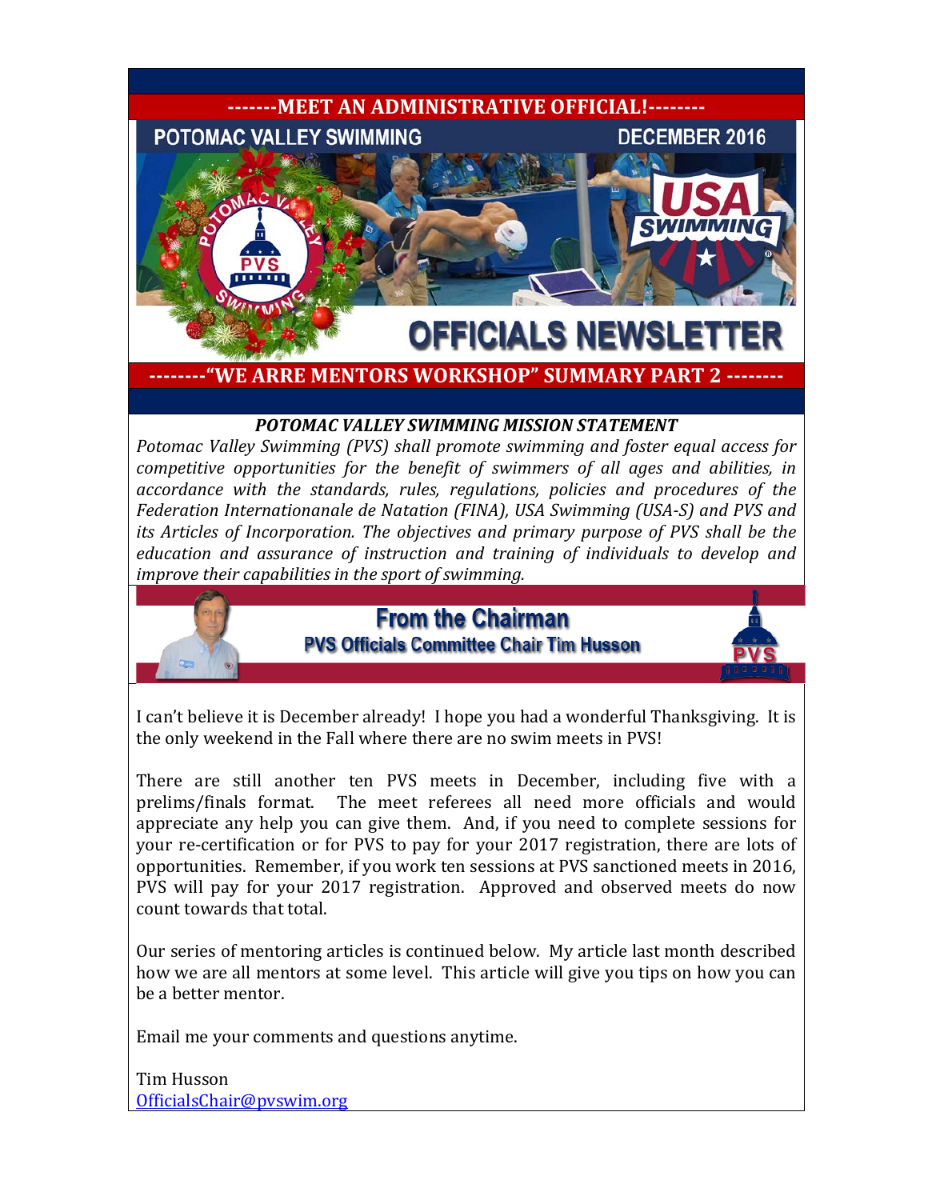**-------MEET AN ADMINISTRATIVE OFFICIAL!--------**

POTOMAC VALLEY SWIMMING — DECEMBER 2016

# OFFICIALS NEWSLETTER

**--------"WE ARRE MENTORS WORKSHOP" SUMMARY PART 2 --------**

***POTOMAC VALLEY SWIMMING MISSION STATEMENT***

*Potomac Valley Swimming (PVS) shall promote swimming and foster equal access for competitive opportunities for the benefit of swimmers of all ages and abilities, in accordance with the standards, rules, regulations, policies and procedures of the Federation Internationanale de Natation (FINA), USA Swimming (USA-S) and PVS and its Articles of Incorporation. The objectives and primary purpose of PVS shall be the education and assurance of instruction and training of individuals to develop and improve their capabilities in the sport of swimming.*

## From the Chairman

### PVS Officials Committee Chair Tim Husson

I can't believe it is December already! I hope you had a wonderful Thanksgiving. It is the only weekend in the Fall where there are no swim meets in PVS!

There are still another ten PVS meets in December, including five with a prelims/finals format. The meet referees all need more officials and would appreciate any help you can give them. And, if you need to complete sessions for your re-certification or for PVS to pay for your 2017 registration, there are lots of opportunities. Remember, if you work ten sessions at PVS sanctioned meets in 2016, PVS will pay for your 2017 registration. Approved and observed meets do now count towards that total.

Our series of mentoring articles is continued below. My article last month described how we are all mentors at some level. This article will give you tips on how you can be a better mentor.

Email me your comments and questions anytime.

Tim Husson
OfficialsChair@pvswim.org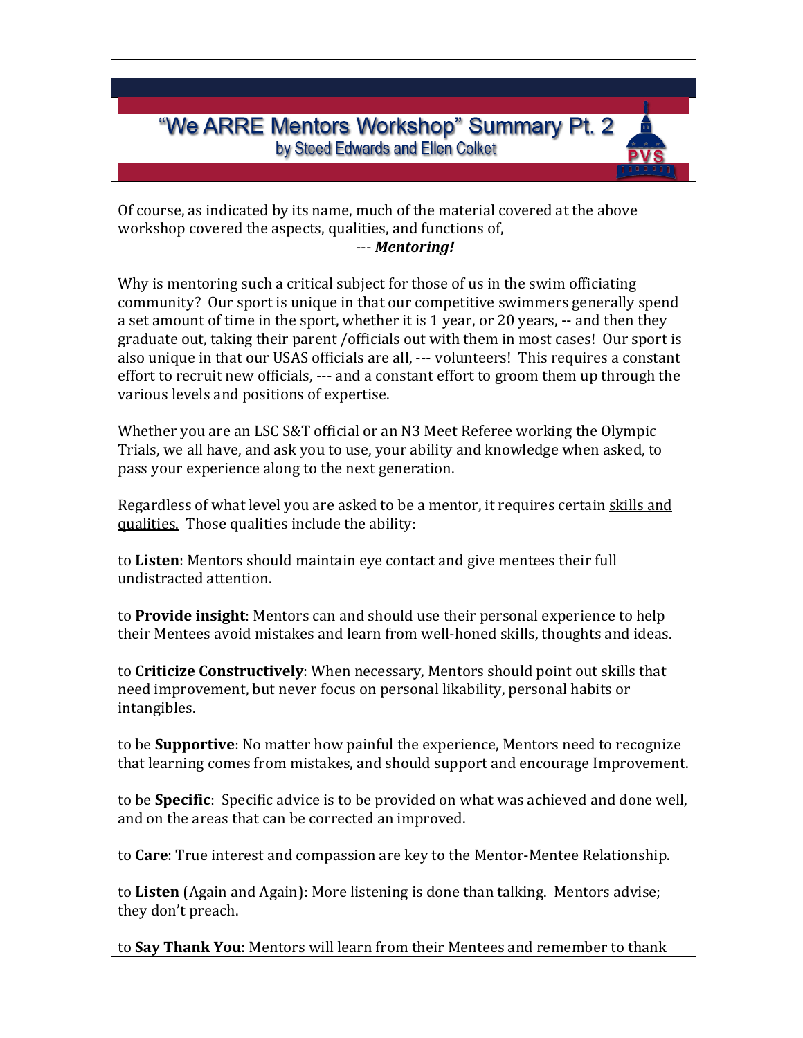# "We ARRE Mentors Workshop" Summary Pt. 2

by Steed Edwards and Ellen Colket

Of course, as indicated by its name, much of the material covered at the above workshop covered the aspects, qualities, and functions of,

--- ***Mentoring!***

Why is mentoring such a critical subject for those of us in the swim officiating community? Our sport is unique in that our competitive swimmers generally spend a set amount of time in the sport, whether it is 1 year, or 20 years, -- and then they graduate out, taking their parent /officials out with them in most cases! Our sport is also unique in that our USAS officials are all, --- volunteers! This requires a constant effort to recruit new officials, --- and a constant effort to groom them up through the various levels and positions of expertise.

Whether you are an LSC S&T official or an N3 Meet Referee working the Olympic Trials, we all have, and ask you to use, your ability and knowledge when asked, to pass your experience along to the next generation.

Regardless of what level you are asked to be a mentor, it requires certain skills and qualities. Those qualities include the ability:

to **Listen**: Mentors should maintain eye contact and give mentees their full undistracted attention.

to **Provide insight**: Mentors can and should use their personal experience to help their Mentees avoid mistakes and learn from well-honed skills, thoughts and ideas.

to **Criticize Constructively**: When necessary, Mentors should point out skills that need improvement, but never focus on personal likability, personal habits or intangibles.

to be **Supportive**: No matter how painful the experience, Mentors need to recognize that learning comes from mistakes, and should support and encourage Improvement.

to be **Specific**: Specific advice is to be provided on what was achieved and done well, and on the areas that can be corrected an improved.

to **Care**: True interest and compassion are key to the Mentor-Mentee Relationship.

to **Listen** (Again and Again): More listening is done than talking. Mentors advise; they don't preach.

to **Say Thank You**: Mentors will learn from their Mentees and remember to thank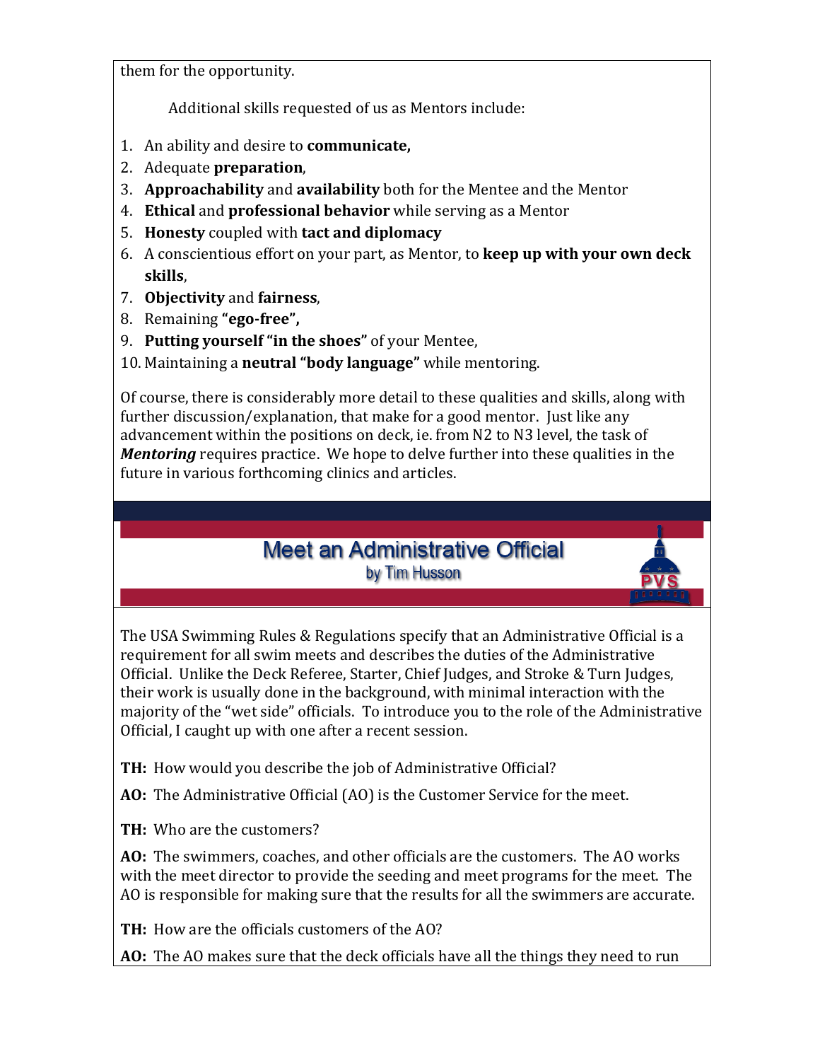them for the opportunity.

Additional skills requested of us as Mentors include:

1. An ability and desire to **communicate,**
2. Adequate **preparation**,
3. **Approachability** and **availability** both for the Mentee and the Mentor
4. **Ethical** and **professional behavior** while serving as a Mentor
5. **Honesty** coupled with **tact and diplomacy**
6. A conscientious effort on your part, as Mentor, to **keep up with your own deck skills**,
7. **Objectivity** and **fairness**,
8. Remaining **"ego-free",**
9. **Putting yourself "in the shoes"** of your Mentee,
10. Maintaining a **neutral "body language"** while mentoring.

Of course, there is considerably more detail to these qualities and skills, along with further discussion/explanation, that make for a good mentor. Just like any advancement within the positions on deck, ie. from N2 to N3 level, the task of ***Mentoring*** requires practice. We hope to delve further into these qualities in the future in various forthcoming clinics and articles.

## Meet an Administrative Official

by Tim Husson

The USA Swimming Rules & Regulations specify that an Administrative Official is a requirement for all swim meets and describes the duties of the Administrative Official. Unlike the Deck Referee, Starter, Chief Judges, and Stroke & Turn Judges, their work is usually done in the background, with minimal interaction with the majority of the "wet side" officials. To introduce you to the role of the Administrative Official, I caught up with one after a recent session.

**TH:** How would you describe the job of Administrative Official?

**AO:** The Administrative Official (AO) is the Customer Service for the meet.

**TH:** Who are the customers?

**AO:** The swimmers, coaches, and other officials are the customers. The AO works with the meet director to provide the seeding and meet programs for the meet. The AO is responsible for making sure that the results for all the swimmers are accurate.

**TH:** How are the officials customers of the AO?

**AO:** The AO makes sure that the deck officials have all the things they need to run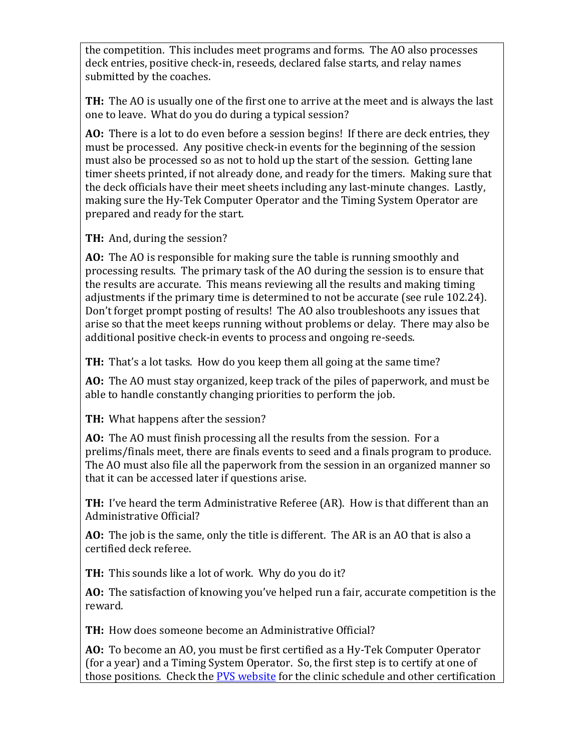the competition. This includes meet programs and forms. The AO also processes deck entries, positive check-in, reseeds, declared false starts, and relay names submitted by the coaches.

**TH:** The AO is usually one of the first one to arrive at the meet and is always the last one to leave. What do you do during a typical session?

**AO:** There is a lot to do even before a session begins! If there are deck entries, they must be processed. Any positive check-in events for the beginning of the session must also be processed so as not to hold up the start of the session. Getting lane timer sheets printed, if not already done, and ready for the timers. Making sure that the deck officials have their meet sheets including any last-minute changes. Lastly, making sure the Hy-Tek Computer Operator and the Timing System Operator are prepared and ready for the start.

**TH:** And, during the session?

**AO:** The AO is responsible for making sure the table is running smoothly and processing results. The primary task of the AO during the session is to ensure that the results are accurate. This means reviewing all the results and making timing adjustments if the primary time is determined to not be accurate (see rule 102.24). Don't forget prompt posting of results! The AO also troubleshoots any issues that arise so that the meet keeps running without problems or delay. There may also be additional positive check-in events to process and ongoing re-seeds.

**TH:** That's a lot tasks. How do you keep them all going at the same time?

**AO:** The AO must stay organized, keep track of the piles of paperwork, and must be able to handle constantly changing priorities to perform the job.

**TH:** What happens after the session?

**AO:** The AO must finish processing all the results from the session. For a prelims/finals meet, there are finals events to seed and a finals program to produce. The AO must also file all the paperwork from the session in an organized manner so that it can be accessed later if questions arise.

**TH:** I've heard the term Administrative Referee (AR). How is that different than an Administrative Official?

**AO:** The job is the same, only the title is different. The AR is an AO that is also a certified deck referee.

**TH:** This sounds like a lot of work. Why do you do it?

**AO:** The satisfaction of knowing you've helped run a fair, accurate competition is the reward.

**TH:** How does someone become an Administrative Official?

**AO:** To become an AO, you must be first certified as a Hy-Tek Computer Operator (for a year) and a Timing System Operator. So, the first step is to certify at one of those positions. Check the [PVS website]() for the clinic schedule and other certification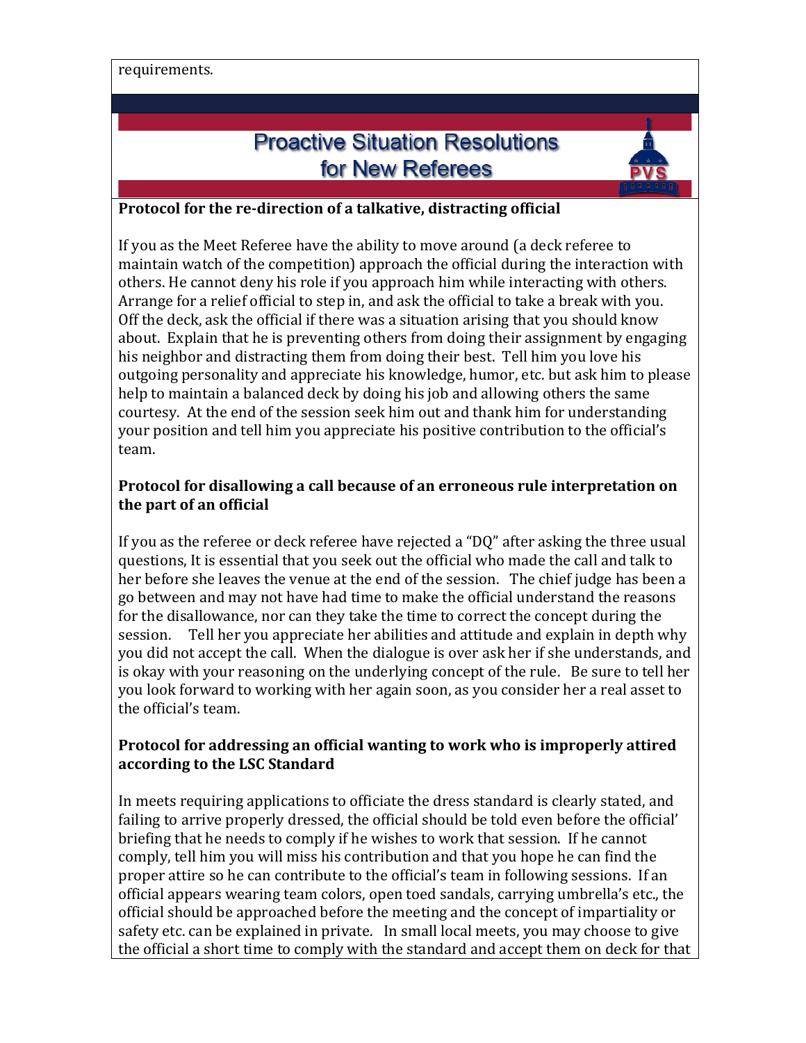requirements.

# Proactive Situation Resolutions for New Referees

**Protocol for the re-direction of a talkative, distracting official**

If you as the Meet Referee have the ability to move around (a deck referee to maintain watch of the competition) approach the official during the interaction with others. He cannot deny his role if you approach him while interacting with others. Arrange for a relief official to step in, and ask the official to take a break with you. Off the deck, ask the official if there was a situation arising that you should know about. Explain that he is preventing others from doing their assignment by engaging his neighbor and distracting them from doing their best. Tell him you love his outgoing personality and appreciate his knowledge, humor, etc. but ask him to please help to maintain a balanced deck by doing his job and allowing others the same courtesy. At the end of the session seek him out and thank him for understanding your position and tell him you appreciate his positive contribution to the official's team.

**Protocol for disallowing a call because of an erroneous rule interpretation on the part of an official**

If you as the referee or deck referee have rejected a "DQ" after asking the three usual questions, It is essential that you seek out the official who made the call and talk to her before she leaves the venue at the end of the session. The chief judge has been a go between and may not have had time to make the official understand the reasons for the disallowance, nor can they take the time to correct the concept during the session. Tell her you appreciate her abilities and attitude and explain in depth why you did not accept the call. When the dialogue is over ask her if she understands, and is okay with your reasoning on the underlying concept of the rule. Be sure to tell her you look forward to working with her again soon, as you consider her a real asset to the official's team.

**Protocol for addressing an official wanting to work who is improperly attired according to the LSC Standard**

In meets requiring applications to officiate the dress standard is clearly stated, and failing to arrive properly dressed, the official should be told even before the official' briefing that he needs to comply if he wishes to work that session. If he cannot comply, tell him you will miss his contribution and that you hope he can find the proper attire so he can contribute to the official's team in following sessions. If an official appears wearing team colors, open toed sandals, carrying umbrella's etc., the official should be approached before the meeting and the concept of impartiality or safety etc. can be explained in private. In small local meets, you may choose to give the official a short time to comply with the standard and accept them on deck for that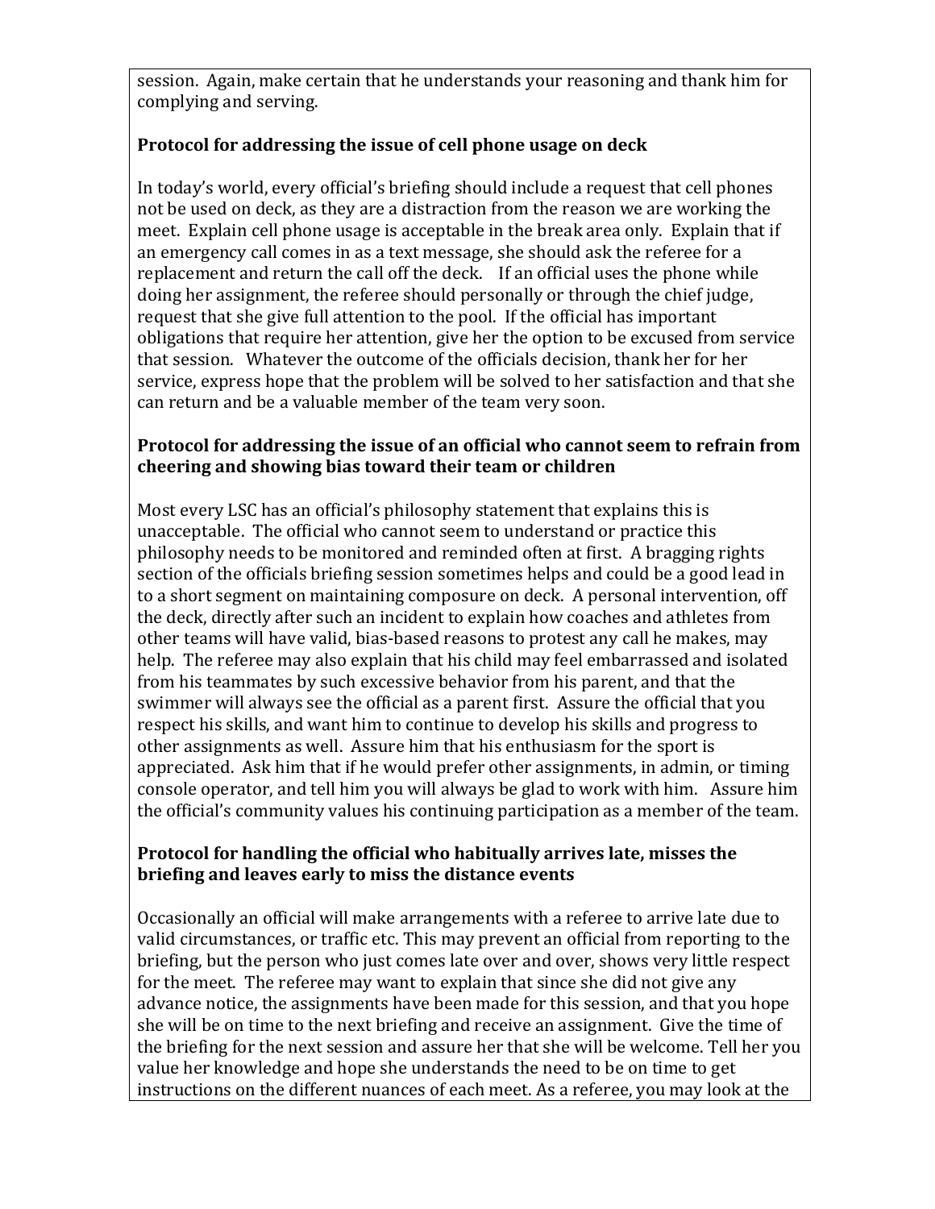session. Again, make certain that he understands your reasoning and thank him for complying and serving.

**Protocol for addressing the issue of cell phone usage on deck**

In today's world, every official's briefing should include a request that cell phones not be used on deck, as they are a distraction from the reason we are working the meet. Explain cell phone usage is acceptable in the break area only. Explain that if an emergency call comes in as a text message, she should ask the referee for a replacement and return the call off the deck. If an official uses the phone while doing her assignment, the referee should personally or through the chief judge, request that she give full attention to the pool. If the official has important obligations that require her attention, give her the option to be excused from service that session. Whatever the outcome of the officials decision, thank her for her service, express hope that the problem will be solved to her satisfaction and that she can return and be a valuable member of the team very soon.

**Protocol for addressing the issue of an official who cannot seem to refrain from cheering and showing bias toward their team or children**

Most every LSC has an official's philosophy statement that explains this is unacceptable. The official who cannot seem to understand or practice this philosophy needs to be monitored and reminded often at first. A bragging rights section of the officials briefing session sometimes helps and could be a good lead in to a short segment on maintaining composure on deck. A personal intervention, off the deck, directly after such an incident to explain how coaches and athletes from other teams will have valid, bias-based reasons to protest any call he makes, may help. The referee may also explain that his child may feel embarrassed and isolated from his teammates by such excessive behavior from his parent, and that the swimmer will always see the official as a parent first. Assure the official that you respect his skills, and want him to continue to develop his skills and progress to other assignments as well. Assure him that his enthusiasm for the sport is appreciated. Ask him that if he would prefer other assignments, in admin, or timing console operator, and tell him you will always be glad to work with him. Assure him the official's community values his continuing participation as a member of the team.

**Protocol for handling the official who habitually arrives late, misses the briefing and leaves early to miss the distance events**

Occasionally an official will make arrangements with a referee to arrive late due to valid circumstances, or traffic etc. This may prevent an official from reporting to the briefing, but the person who just comes late over and over, shows very little respect for the meet. The referee may want to explain that since she did not give any advance notice, the assignments have been made for this session, and that you hope she will be on time to the next briefing and receive an assignment. Give the time of the briefing for the next session and assure her that she will be welcome. Tell her you value her knowledge and hope she understands the need to be on time to get instructions on the different nuances of each meet. As a referee, you may look at the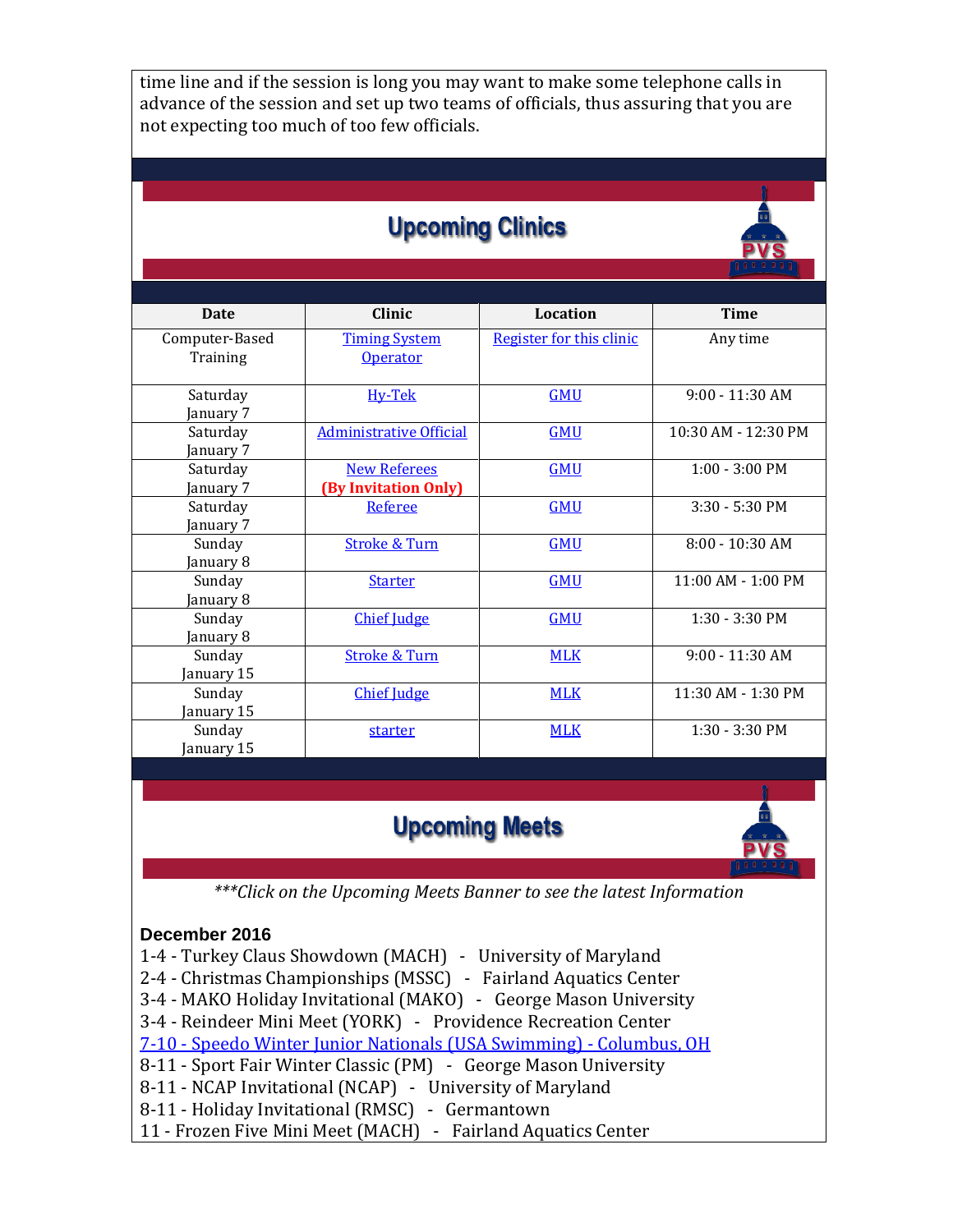time line and if the session is long you may want to make some telephone calls in advance of the session and set up two teams of officials, thus assuring that you are not expecting too much of too few officials.

## Upcoming Clinics

| Date | Clinic | Location | Time |
|---|---|---|---|
| Computer-Based Training | Timing System Operator | Register for this clinic | Any time |
| Saturday January 7 | Hy-Tek | GMU | 9:00 - 11:30 AM |
| Saturday January 7 | Administrative Official | GMU | 10:30 AM - 12:30 PM |
| Saturday January 7 | New Referees **(By Invitation Only)** | GMU | 1:00 - 3:00 PM |
| Saturday January 7 | Referee | GMU | 3:30 - 5:30 PM |
| Sunday January 8 | Stroke & Turn | GMU | 8:00 - 10:30 AM |
| Sunday January 8 | Starter | GMU | 11:00 AM - 1:00 PM |
| Sunday January 8 | Chief Judge | GMU | 1:30 - 3:30 PM |
| Sunday January 15 | Stroke & Turn | MLK | 9:00 - 11:30 AM |
| Sunday January 15 | Chief Judge | MLK | 11:30 AM - 1:30 PM |
| Sunday January 15 | starter | MLK | 1:30 - 3:30 PM |

## Upcoming Meets

*\*\*\*Click on the Upcoming Meets Banner to see the latest Information*

**December 2016**

1-4 - Turkey Claus Showdown (MACH) - University of Maryland
2-4 - Christmas Championships (MSSC) - Fairland Aquatics Center
3-4 - MAKO Holiday Invitational (MAKO) - George Mason University
3-4 - Reindeer Mini Meet (YORK) - Providence Recreation Center
7-10 - Speedo Winter Junior Nationals (USA Swimming) - Columbus, OH
8-11 - Sport Fair Winter Classic (PM) - George Mason University
8-11 - NCAP Invitational (NCAP) - University of Maryland
8-11 - Holiday Invitational (RMSC) - Germantown
11 - Frozen Five Mini Meet (MACH) - Fairland Aquatics Center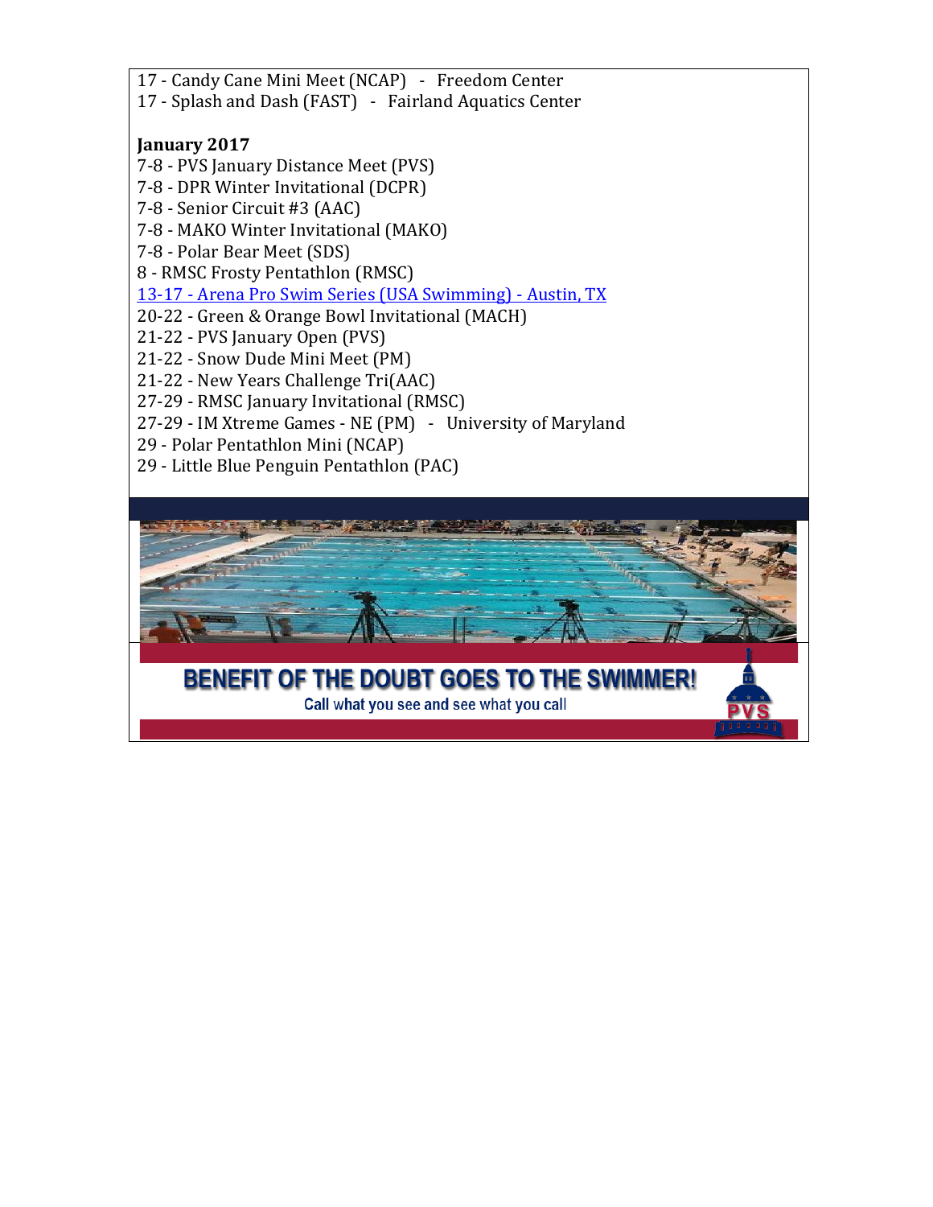17 - Candy Cane Mini Meet (NCAP) - Freedom Center
17 - Splash and Dash (FAST) - Fairland Aquatics Center

**January 2017**

7-8 - PVS January Distance Meet (PVS)
7-8 - DPR Winter Invitational (DCPR)
7-8 - Senior Circuit #3 (AAC)
7-8 - MAKO Winter Invitational (MAKO)
7-8 - Polar Bear Meet (SDS)
8 - RMSC Frosty Pentathlon (RMSC)
13-17 - Arena Pro Swim Series (USA Swimming) - Austin, TX
20-22 - Green & Orange Bowl Invitational (MACH)
21-22 - PVS January Open (PVS)
21-22 - Snow Dude Mini Meet (PM)
21-22 - New Years Challenge Tri(AAC)
27-29 - RMSC January Invitational (RMSC)
27-29 - IM Xtreme Games - NE (PM) - University of Maryland
29 - Polar Pentathlon Mini (NCAP)
29 - Little Blue Penguin Pentathlon (PAC)

**BENEFIT OF THE DOUBT GOES TO THE SWIMMER!**

Call what you see and see what you call

PVS